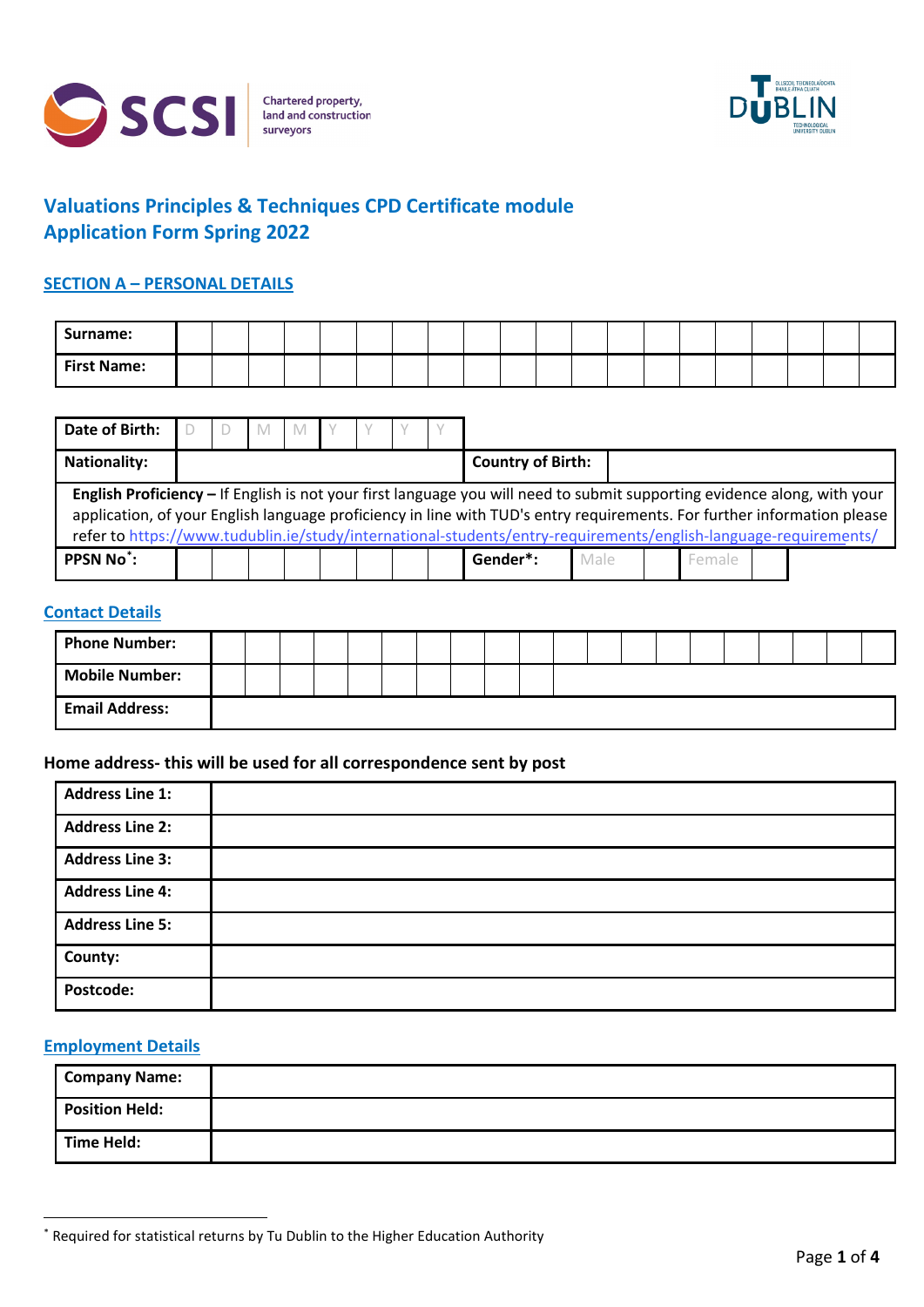Chartered property, land and construction surveyors

# Valuations Principles & Techniques CPD Certificate module
# Application Form Spring 2022

## SECTION A – PERSONAL DETAILS

| | |
|---|---|
| **Surname:** | |
| **First Name:** | |

| | | | |
|---|---|---|---|
| **Date of Birth:** | D D M M Y Y Y Y | | |
| **Nationality:** | | **Country of Birth:** | |

**English Proficiency –** If English is not your first language you will need to submit supporting evidence along, with your application, of your English language proficiency in line with TUD's entry requirements. For further information please refer to https://www.tudublin.ie/study/international-students/entry-requirements/english-language-requirements/

| | | | |
|---|---|---|---|
| **PPSN No[*]:** | | **Gender*:** | Male ☐ Female ☐ |

### Contact Details

| | |
|---|---|
| **Phone Number:** | |
| **Mobile Number:** | |
| **Email Address:** | |

### Home address- this will be used for all correspondence sent by post

| | |
|---|---|
| **Address Line 1:** | |
| **Address Line 2:** | |
| **Address Line 3:** | |
| **Address Line 4:** | |
| **Address Line 5:** | |
| **County:** | |
| **Postcode:** | |

### Employment Details

| | |
|---|---|
| **Company Name:** | |
| **Position Held:** | |
| **Time Held:** | |

[*] Required for statistical returns by Tu Dublin to the Higher Education Authority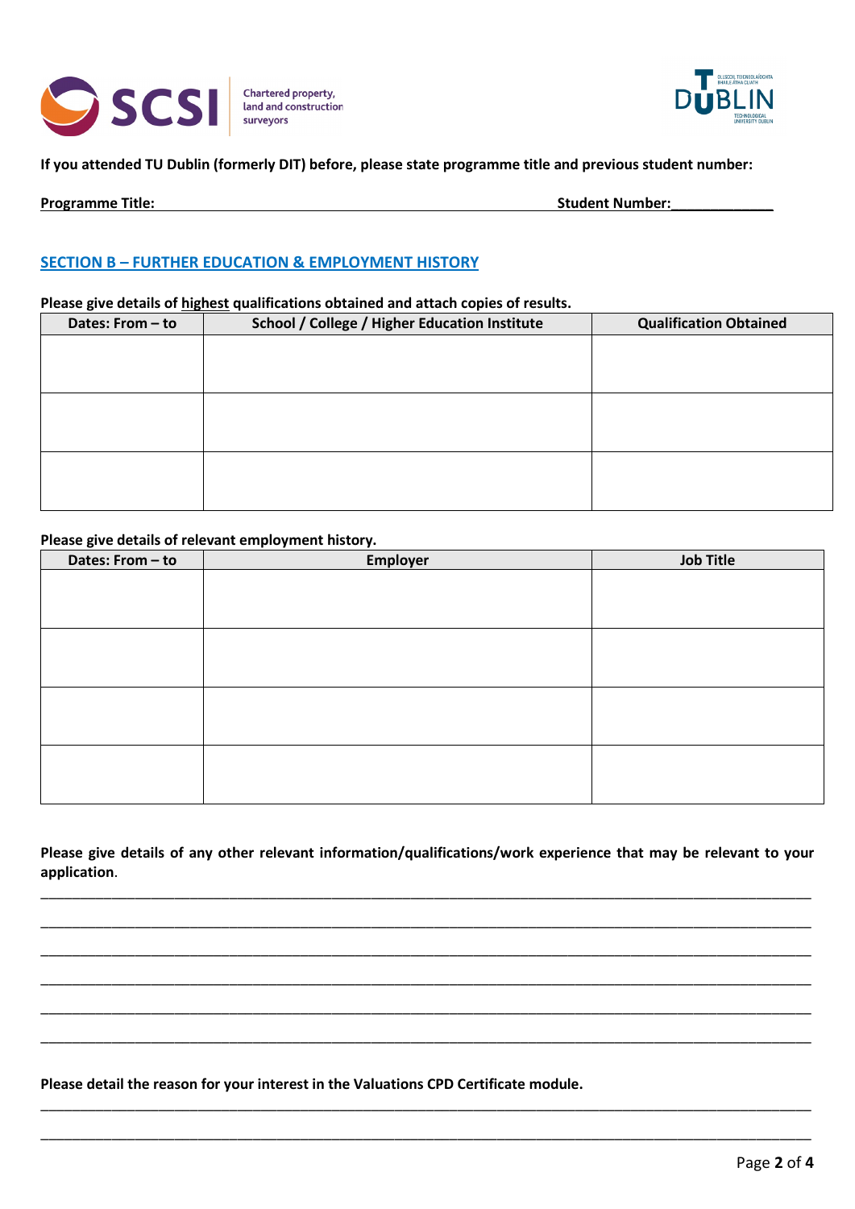**If you attended TU Dublin (formerly DIT) before, please state programme title and previous student number:**

**Programme Title:** ______________________________________________ **Student Number:**_____________

## SECTION B – FURTHER EDUCATION & EMPLOYMENT HISTORY

**Please give details of highest qualifications obtained and attach copies of results.**

| Dates: From – to | School / College / Higher Education Institute | Qualification Obtained |
|---|---|---|
| | | |
| | | |
| | | |

**Please give details of relevant employment history.**

| Dates: From – to | Employer | Job Title |
|---|---|---|
| | | |
| | | |
| | | |
| | | |

**Please give details of any other relevant information/qualifications/work experience that may be relevant to your application.**

_______________________________________________________________________________

_______________________________________________________________________________

_______________________________________________________________________________

_______________________________________________________________________________

_______________________________________________________________________________

_______________________________________________________________________________

**Please detail the reason for your interest in the Valuations CPD Certificate module.**

_______________________________________________________________________________

_______________________________________________________________________________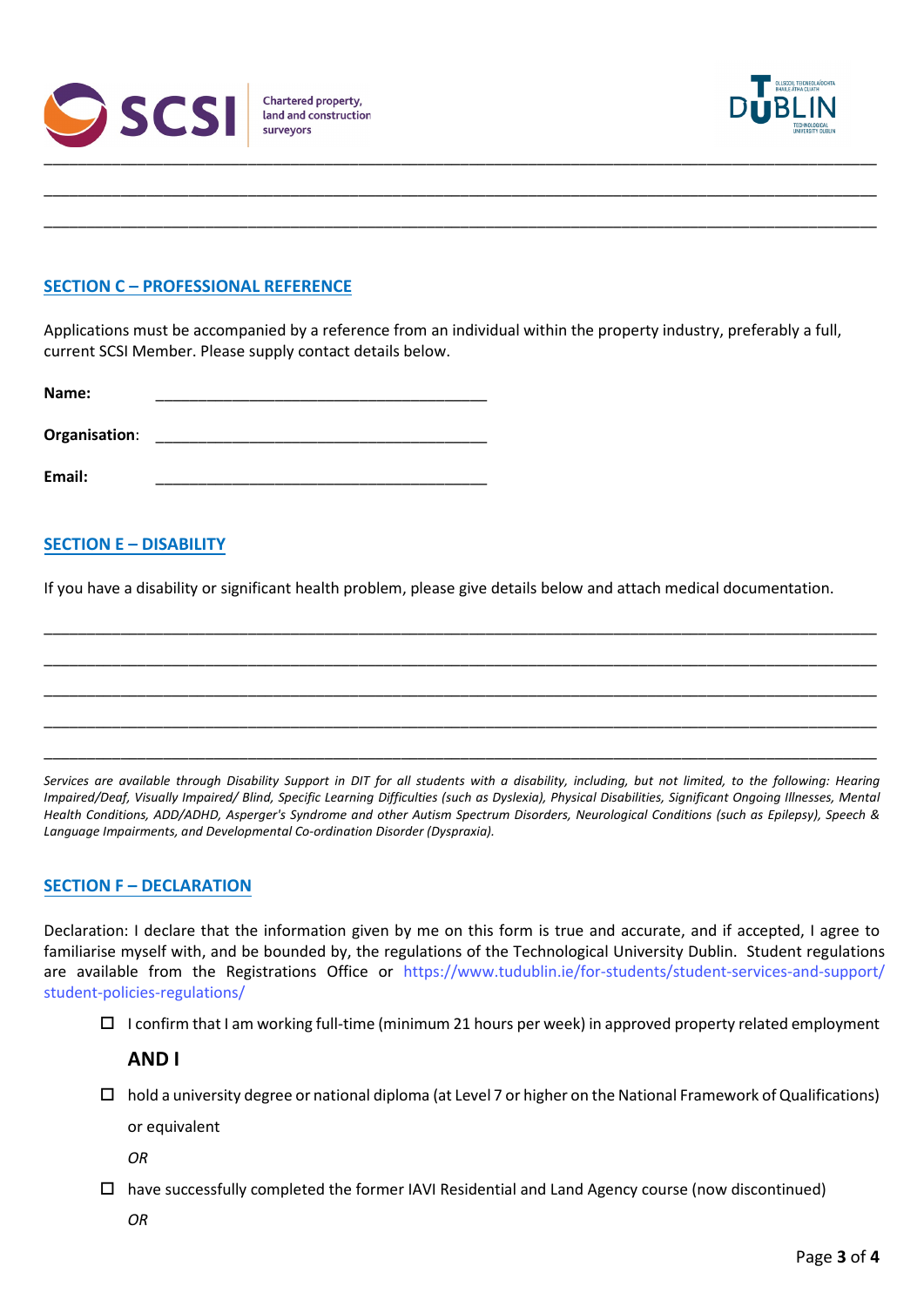\_\_\_\_\_\_\_\_\_\_\_\_\_\_\_\_\_\_\_\_\_\_\_\_\_\_\_\_\_\_\_\_\_\_\_\_\_\_\_\_\_\_\_\_\_\_\_\_\_\_\_\_\_\_\_\_\_\_\_\_\_\_\_\_\_\_\_\_\_\_\_\_\_\_\_\_\_\_

\_\_\_\_\_\_\_\_\_\_\_\_\_\_\_\_\_\_\_\_\_\_\_\_\_\_\_\_\_\_\_\_\_\_\_\_\_\_\_\_\_\_\_\_\_\_\_\_\_\_\_\_\_\_\_\_\_\_\_\_\_\_\_\_\_\_\_\_\_\_\_\_\_\_\_\_\_\_

\_\_\_\_\_\_\_\_\_\_\_\_\_\_\_\_\_\_\_\_\_\_\_\_\_\_\_\_\_\_\_\_\_\_\_\_\_\_\_\_\_\_\_\_\_\_\_\_\_\_\_\_\_\_\_\_\_\_\_\_\_\_\_\_\_\_\_\_\_\_\_\_\_\_\_\_\_\_

## SECTION C – PROFESSIONAL REFERENCE

Applications must be accompanied by a reference from an individual within the property industry, preferably a full, current SCSI Member. Please supply contact details below.

**Name:** \_\_\_\_\_\_\_\_\_\_\_\_\_\_\_\_\_\_\_\_\_\_\_\_\_\_\_\_\_\_\_\_\_\_\_\_\_\_\_\_

**Organisation**: \_\_\_\_\_\_\_\_\_\_\_\_\_\_\_\_\_\_\_\_\_\_\_\_\_\_\_\_\_\_\_\_\_\_\_\_\_\_\_\_

**Email:** \_\_\_\_\_\_\_\_\_\_\_\_\_\_\_\_\_\_\_\_\_\_\_\_\_\_\_\_\_\_\_\_\_\_\_\_\_\_\_\_

## SECTION E – DISABILITY

If you have a disability or significant health problem, please give details below and attach medical documentation.

\_\_\_\_\_\_\_\_\_\_\_\_\_\_\_\_\_\_\_\_\_\_\_\_\_\_\_\_\_\_\_\_\_\_\_\_\_\_\_\_\_\_\_\_\_\_\_\_\_\_\_\_\_\_\_\_\_\_\_\_\_\_\_\_\_\_\_\_\_\_\_\_\_\_\_\_\_\_

\_\_\_\_\_\_\_\_\_\_\_\_\_\_\_\_\_\_\_\_\_\_\_\_\_\_\_\_\_\_\_\_\_\_\_\_\_\_\_\_\_\_\_\_\_\_\_\_\_\_\_\_\_\_\_\_\_\_\_\_\_\_\_\_\_\_\_\_\_\_\_\_\_\_\_\_\_\_

\_\_\_\_\_\_\_\_\_\_\_\_\_\_\_\_\_\_\_\_\_\_\_\_\_\_\_\_\_\_\_\_\_\_\_\_\_\_\_\_\_\_\_\_\_\_\_\_\_\_\_\_\_\_\_\_\_\_\_\_\_\_\_\_\_\_\_\_\_\_\_\_\_\_\_\_\_\_

\_\_\_\_\_\_\_\_\_\_\_\_\_\_\_\_\_\_\_\_\_\_\_\_\_\_\_\_\_\_\_\_\_\_\_\_\_\_\_\_\_\_\_\_\_\_\_\_\_\_\_\_\_\_\_\_\_\_\_\_\_\_\_\_\_\_\_\_\_\_\_\_\_\_\_\_\_\_

\_\_\_\_\_\_\_\_\_\_\_\_\_\_\_\_\_\_\_\_\_\_\_\_\_\_\_\_\_\_\_\_\_\_\_\_\_\_\_\_\_\_\_\_\_\_\_\_\_\_\_\_\_\_\_\_\_\_\_\_\_\_\_\_\_\_\_\_\_\_\_\_\_\_\_\_\_\_

*Services are available through Disability Support in DIT for all students with a disability, including, but not limited, to the following: Hearing Impaired/Deaf, Visually Impaired/ Blind, Specific Learning Difficulties (such as Dyslexia), Physical Disabilities, Significant Ongoing Illnesses, Mental Health Conditions, ADD/ADHD, Asperger's Syndrome and other Autism Spectrum Disorders, Neurological Conditions (such as Epilepsy), Speech & Language Impairments, and Developmental Co-ordination Disorder (Dyspraxia).*

## SECTION F – DECLARATION

Declaration: I declare that the information given by me on this form is true and accurate, and if accepted, I agree to familiarise myself with, and be bounded by, the regulations of the Technological University Dublin. Student regulations are available from the Registrations Office or https://www.tudublin.ie/for-students/student-services-and-support/student-policies-regulations/

- ☐ I confirm that I am working full-time (minimum 21 hours per week) in approved property related employment

**AND I**

- ☐ hold a university degree or national diploma (at Level 7 or higher on the National Framework of Qualifications) or equivalent

*OR*

- ☐ have successfully completed the former IAVI Residential and Land Agency course (now discontinued)

*OR*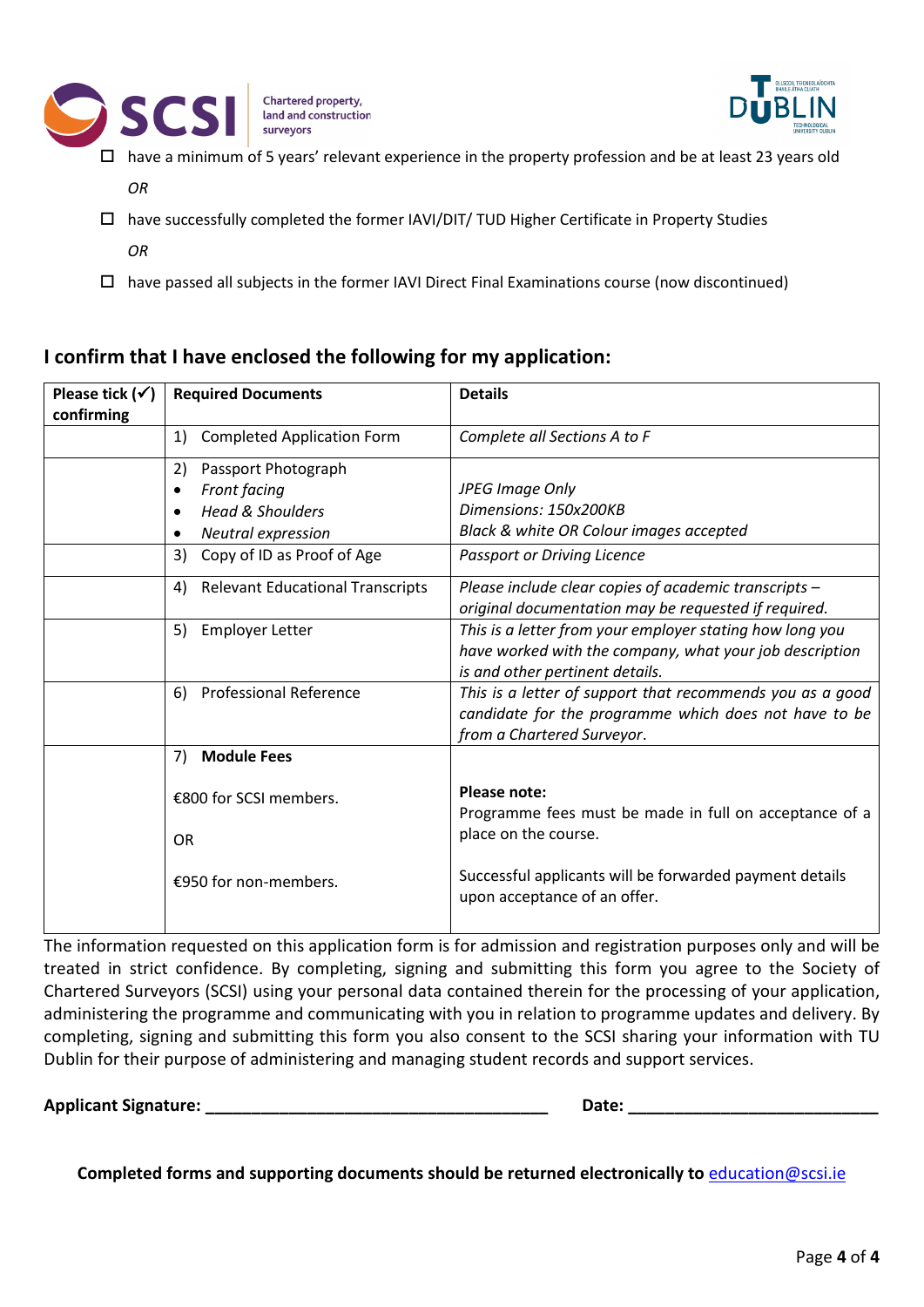- ☐ have a minimum of 5 years' relevant experience in the property profession and be at least 23 years old

  *OR*

- ☐ have successfully completed the former IAVI/DIT/ TUD Higher Certificate in Property Studies

  *OR*

- ☐ have passed all subjects in the former IAVI Direct Final Examinations course (now discontinued)

## I confirm that I have enclosed the following for my application:

| Please tick (✓) confirming | Required Documents | Details |
|---|---|---|
| | 1) Completed Application Form | *Complete all Sections A to F* |
| | 2) Passport Photograph<br>• *Front facing*<br>• *Head & Shoulders*<br>• *Neutral expression* | *JPEG Image Only*<br>*Dimensions: 150x200KB*<br>*Black & white OR Colour images accepted* |
| | 3) Copy of ID as Proof of Age | *Passport or Driving Licence* |
| | 4) Relevant Educational Transcripts | *Please include clear copies of academic transcripts – original documentation may be requested if required.* |
| | 5) Employer Letter | *This is a letter from your employer stating how long you have worked with the company, what your job description is and other pertinent details.* |
| | 6) Professional Reference | *This is a letter of support that recommends you as a good candidate for the programme which does not have to be from a Chartered Surveyor.* |
| | 7) **Module Fees**<br><br>€800 for SCSI members.<br><br>OR<br><br>€950 for non-members. | **Please note:**<br>Programme fees must be made in full on acceptance of a place on the course.<br><br>Successful applicants will be forwarded payment details upon acceptance of an offer. |

The information requested on this application form is for admission and registration purposes only and will be treated in strict confidence. By completing, signing and submitting this form you agree to the Society of Chartered Surveyors (SCSI) using your personal data contained therein for the processing of your application, administering the programme and communicating with you in relation to programme updates and delivery. By completing, signing and submitting this form you also consent to the SCSI sharing your information with TU Dublin for their purpose of administering and managing student records and support services.

**Applicant Signature: ______________________________________** **Date: ___________________________**

**Completed forms and supporting documents should be returned electronically to** education@scsi.ie